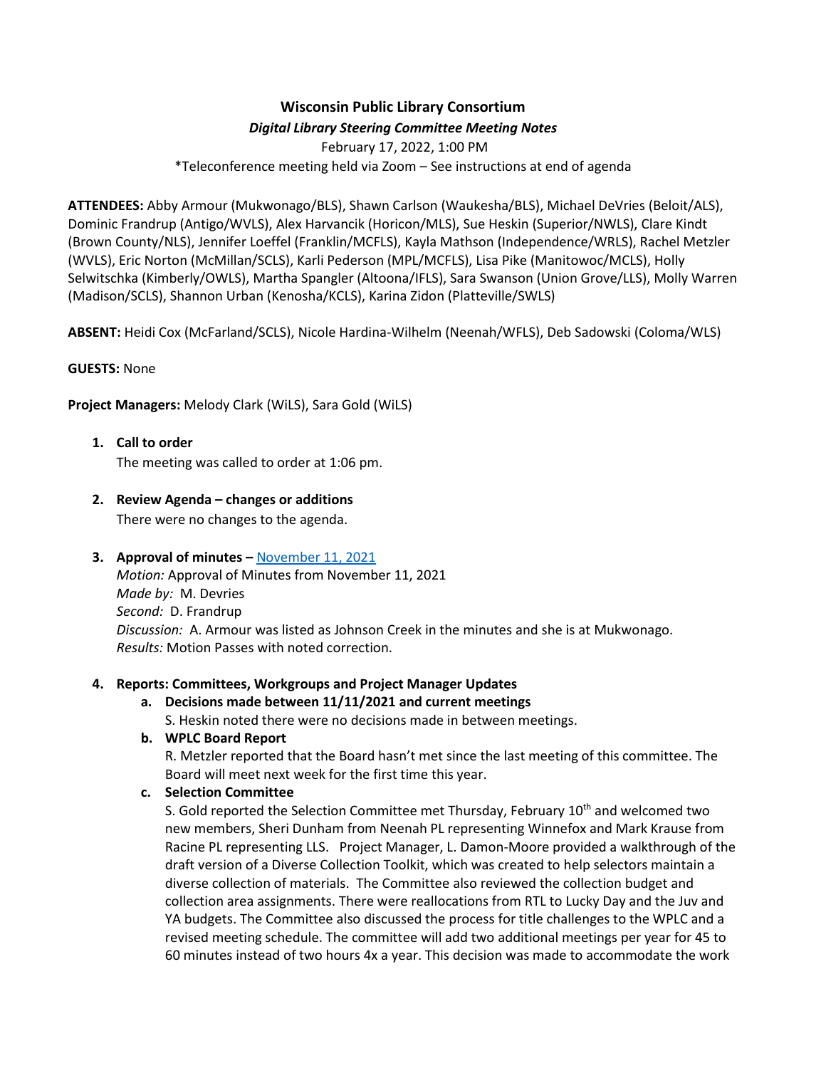# Wisconsin Public Library Consortium

***Digital Library Steering Committee Meeting Notes***

February 17, 2022, 1:00 PM

*Teleconference meeting held via Zoom – See instructions at end of agenda

**ATTENDEES:** Abby Armour (Mukwonago/BLS), Shawn Carlson (Waukesha/BLS), Michael DeVries (Beloit/ALS), Dominic Frandrup (Antigo/WVLS), Alex Harvancik (Horicon/MLS), Sue Heskin (Superior/NWLS), Clare Kindt (Brown County/NLS), Jennifer Loeffel (Franklin/MCFLS), Kayla Mathson (Independence/WRLS), Rachel Metzler (WVLS), Eric Norton (McMillan/SCLS), Karli Pederson (MPL/MCFLS), Lisa Pike (Manitowoc/MCLS), Holly Selwitschka (Kimberly/OWLS), Martha Spangler (Altoona/IFLS), Sara Swanson (Union Grove/LLS), Molly Warren (Madison/SCLS), Shannon Urban (Kenosha/KCLS), Karina Zidon (Platteville/SWLS)

**ABSENT:** Heidi Cox (McFarland/SCLS), Nicole Hardina-Wilhelm (Neenah/WFLS), Deb Sadowski (Coloma/WLS)

**GUESTS:** None

**Project Managers:** Melody Clark (WiLS), Sara Gold (WiLS)

1. **Call to order**
   The meeting was called to order at 1:06 pm.

2. **Review Agenda – changes or additions**
   There were no changes to the agenda.

3. **Approval of minutes –** [November 11, 2021]()
   *Motion:* Approval of Minutes from November 11, 2021
   *Made by:* M. Devries
   *Second:* D. Frandrup
   *Discussion:* A. Armour was listed as Johnson Creek in the minutes and she is at Mukwonago.
   *Results:* Motion Passes with noted correction.

4. **Reports: Committees, Workgroups and Project Manager Updates**
   a. **Decisions made between 11/11/2021 and current meetings**
      S. Heskin noted there were no decisions made in between meetings.
   b. **WPLC Board Report**
      R. Metzler reported that the Board hasn't met since the last meeting of this committee. The Board will meet next week for the first time this year.
   c. **Selection Committee**
      S. Gold reported the Selection Committee met Thursday, February 10th and welcomed two new members, Sheri Dunham from Neenah PL representing Winnefox and Mark Krause from Racine PL representing LLS. Project Manager, L. Damon-Moore provided a walkthrough of the draft version of a Diverse Collection Toolkit, which was created to help selectors maintain a diverse collection of materials. The Committee also reviewed the collection budget and collection area assignments. There were reallocations from RTL to Lucky Day and the Juv and YA budgets. The Committee also discussed the process for title challenges to the WPLC and a revised meeting schedule. The committee will add two additional meetings per year for 45 to 60 minutes instead of two hours 4x a year. This decision was made to accommodate the work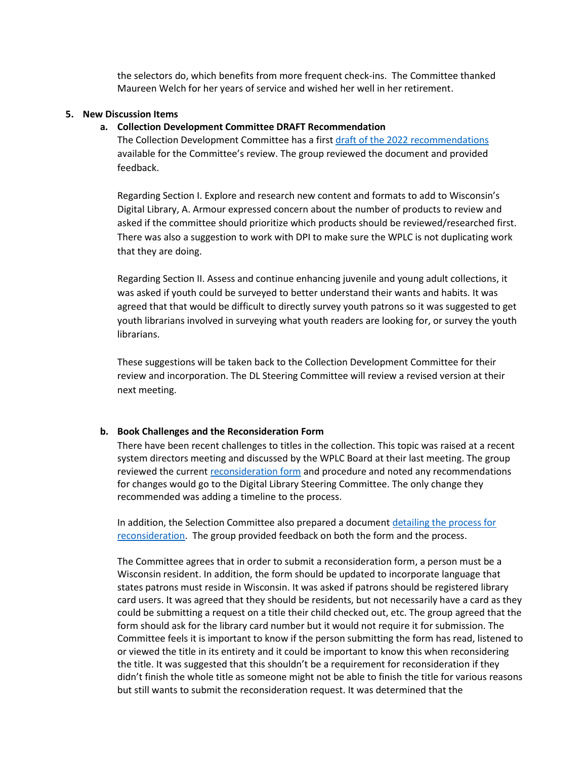the selectors do, which benefits from more frequent check-ins. The Committee thanked Maureen Welch for her years of service and wished her well in her retirement.

5. **New Discussion Items**

   a. **Collection Development Committee DRAFT Recommendation**

   The Collection Development Committee has a first draft of the 2022 recommendations available for the Committee's review. The group reviewed the document and provided feedback.

   Regarding Section I. Explore and research new content and formats to add to Wisconsin's Digital Library, A. Armour expressed concern about the number of products to review and asked if the committee should prioritize which products should be reviewed/researched first. There was also a suggestion to work with DPI to make sure the WPLC is not duplicating work that they are doing.

   Regarding Section II. Assess and continue enhancing juvenile and young adult collections, it was asked if youth could be surveyed to better understand their wants and habits. It was agreed that that would be difficult to directly survey youth patrons so it was suggested to get youth librarians involved in surveying what youth readers are looking for, or survey the youth librarians.

   These suggestions will be taken back to the Collection Development Committee for their review and incorporation. The DL Steering Committee will review a revised version at their next meeting.

   b. **Book Challenges and the Reconsideration Form**

   There have been recent challenges to titles in the collection. This topic was raised at a recent system directors meeting and discussed by the WPLC Board at their last meeting. The group reviewed the current reconsideration form and procedure and noted any recommendations for changes would go to the Digital Library Steering Committee. The only change they recommended was adding a timeline to the process.

   In addition, the Selection Committee also prepared a document detailing the process for reconsideration. The group provided feedback on both the form and the process.

   The Committee agrees that in order to submit a reconsideration form, a person must be a Wisconsin resident. In addition, the form should be updated to incorporate language that states patrons must reside in Wisconsin. It was asked if patrons should be registered library card users. It was agreed that they should be residents, but not necessarily have a card as they could be submitting a request on a title their child checked out, etc. The group agreed that the form should ask for the library card number but it would not require it for submission. The Committee feels it is important to know if the person submitting the form has read, listened to or viewed the title in its entirety and it could be important to know this when reconsidering the title. It was suggested that this shouldn't be a requirement for reconsideration if they didn't finish the whole title as someone might not be able to finish the title for various reasons but still wants to submit the reconsideration request. It was determined that the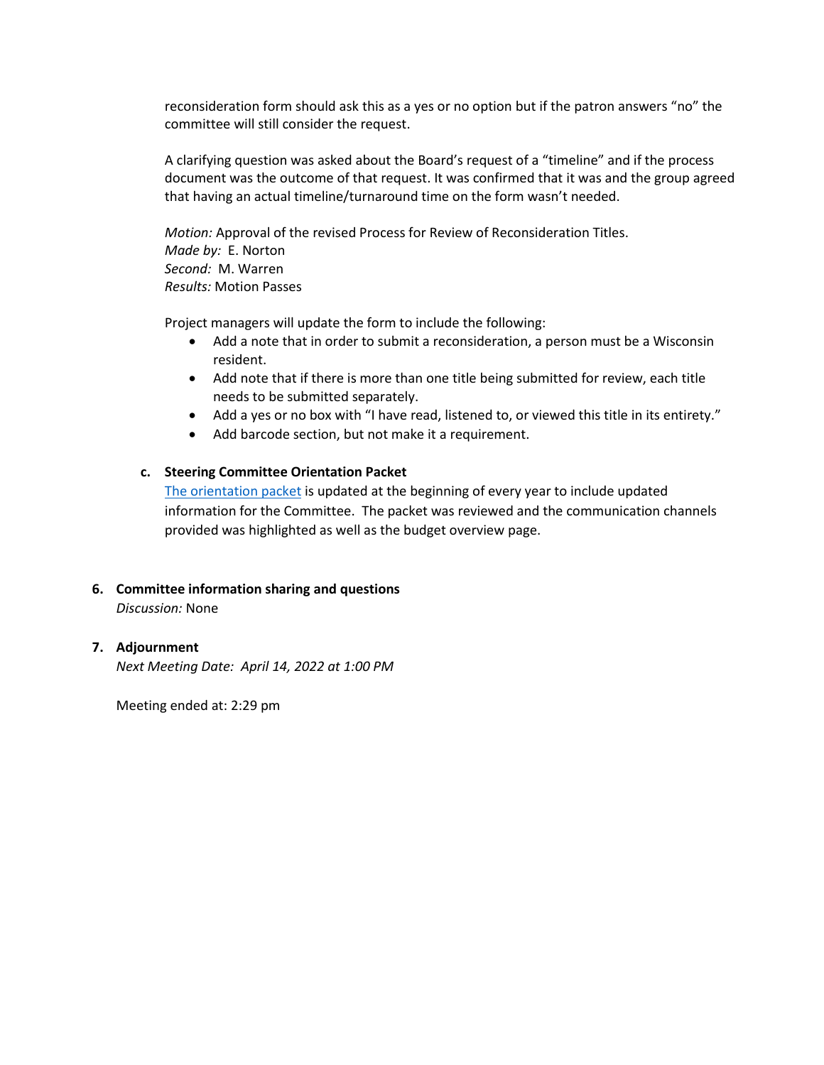reconsideration form should ask this as a yes or no option but if the patron answers "no" the committee will still consider the request.

A clarifying question was asked about the Board's request of a "timeline" and if the process document was the outcome of that request. It was confirmed that it was and the group agreed that having an actual timeline/turnaround time on the form wasn't needed.

*Motion:* Approval of the revised Process for Review of Reconsideration Titles.
*Made by:* E. Norton
*Second:* M. Warren
*Results:* Motion Passes

Project managers will update the form to include the following:

- Add a note that in order to submit a reconsideration, a person must be a Wisconsin resident.
- Add note that if there is more than one title being submitted for review, each title needs to be submitted separately.
- Add a yes or no box with "I have read, listened to, or viewed this title in its entirety."
- Add barcode section, but not make it a requirement.

**c. Steering Committee Orientation Packet**

The orientation packet is updated at the beginning of every year to include updated information for the Committee. The packet was reviewed and the communication channels provided was highlighted as well as the budget overview page.

**6. Committee information sharing and questions**

*Discussion:* None

**7. Adjournment**

*Next Meeting Date: April 14, 2022 at 1:00 PM*

Meeting ended at: 2:29 pm